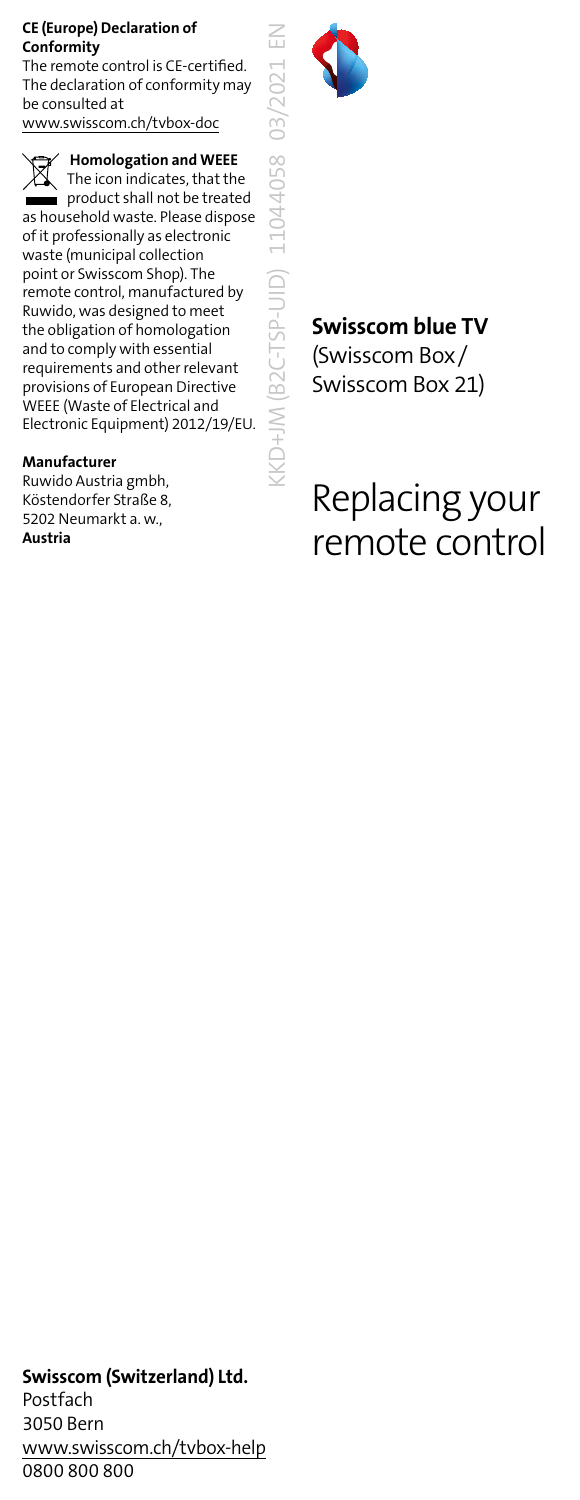**CE (Europe) Declaration of Conformity**

The remote control is CE-certified. The declaration of conformity may be consulted at www.swisscom.ch/tvbox-doc

**Homologation and WEEE**

The icon indicates, that the product shall not be treated as household waste. Please dispose of it professionally as electronic waste (municipal collection point or Swisscom Shop). The remote control, manufactured by Ruwido, was designed to meet the obligation of homologation and to comply with essential requirements and other relevant provisions of European Directive WEEE (Waste of Electrical and Electronic Equipment) 2012/19/EU.

**Manufacturer**

Ruwido Austria gmbh,
Köstendorfer Straße 8,
5202 Neumarkt a. w.,
**Austria**

KKD+JM (B2C-TSP-UID) 11044058 03/2021 EN

**Swisscom blue TV**
(Swisscom Box / Swisscom Box 21)

# Replacing your remote control

**Swisscom (Switzerland) Ltd.**
Postfach
3050 Bern
www.swisscom.ch/tvbox-help
0800 800 800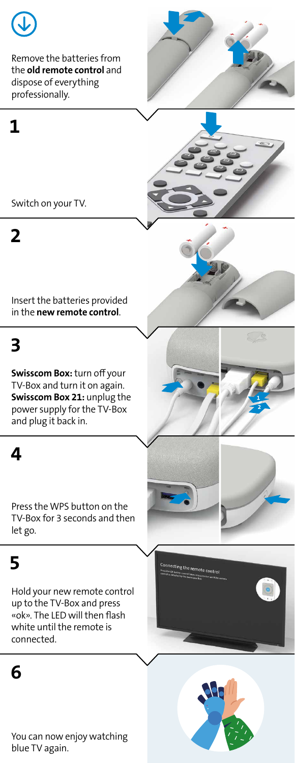Remove the batteries from the **old remote control** and dispose of everything professionally.

## 1

Switch on your TV.

## 2

Insert the batteries provided in the **new remote control**.

## 3

**Swisscom Box:** turn off your TV-Box and turn it on again. **Swisscom Box 21:** unplug the power supply for the TV-Box and plug it back in.

## 4

Press the WPS button on the TV-Box for 3 seconds and then let go.

## 5

Hold your new remote control up to the TV-Box and press «ok». The LED will then flash white until the remote is connected.

## 6

You can now enjoy watching blue TV again.